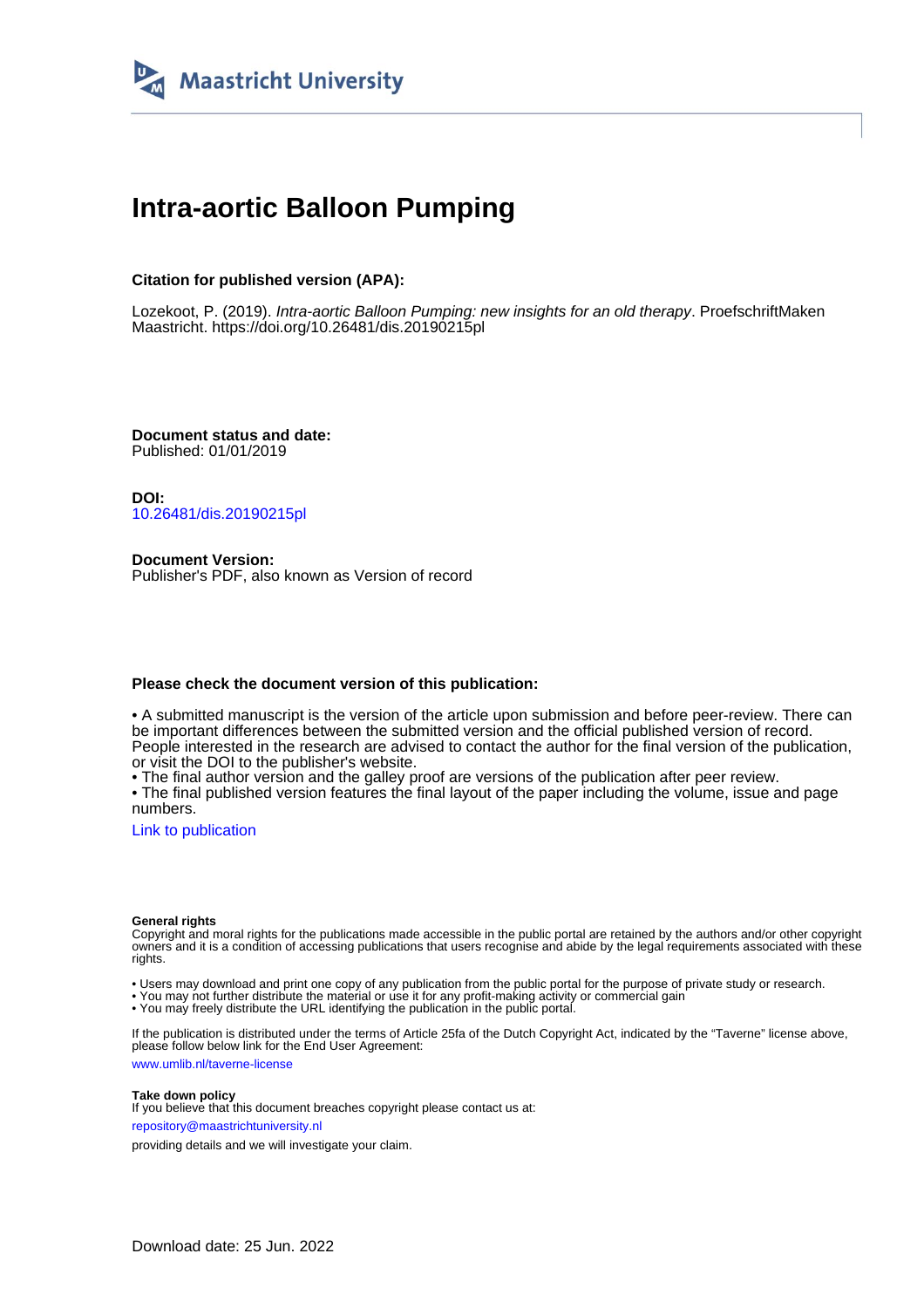Maastricht University

# Intra-aortic Balloon Pumping

**Citation for published version (APA):**

Lozekoot, P. (2019). *Intra-aortic Balloon Pumping: new insights for an old therapy*. ProefschriftMaken Maastricht. https://doi.org/10.26481/dis.20190215pl

**Document status and date:**
Published: 01/01/2019

**DOI:**
10.26481/dis.20190215pl

**Document Version:**
Publisher's PDF, also known as Version of record

**Please check the document version of this publication:**

• A submitted manuscript is the version of the article upon submission and before peer-review. There can be important differences between the submitted version and the official published version of record. People interested in the research are advised to contact the author for the final version of the publication, or visit the DOI to the publisher's website.
• The final author version and the galley proof are versions of the publication after peer review.
• The final published version features the final layout of the paper including the volume, issue and page numbers.

Link to publication

**General rights**
Copyright and moral rights for the publications made accessible in the public portal are retained by the authors and/or other copyright owners and it is a condition of accessing publications that users recognise and abide by the legal requirements associated with these rights.

• Users may download and print one copy of any publication from the public portal for the purpose of private study or research.
• You may not further distribute the material or use it for any profit-making activity or commercial gain
• You may freely distribute the URL identifying the publication in the public portal.

If the publication is distributed under the terms of Article 25fa of the Dutch Copyright Act, indicated by the "Taverne" license above, please follow below link for the End User Agreement:

www.umlib.nl/taverne-license

**Take down policy**
If you believe that this document breaches copyright please contact us at:

repository@maastrichtuniversity.nl

providing details and we will investigate your claim.

Download date: 25 Jun. 2022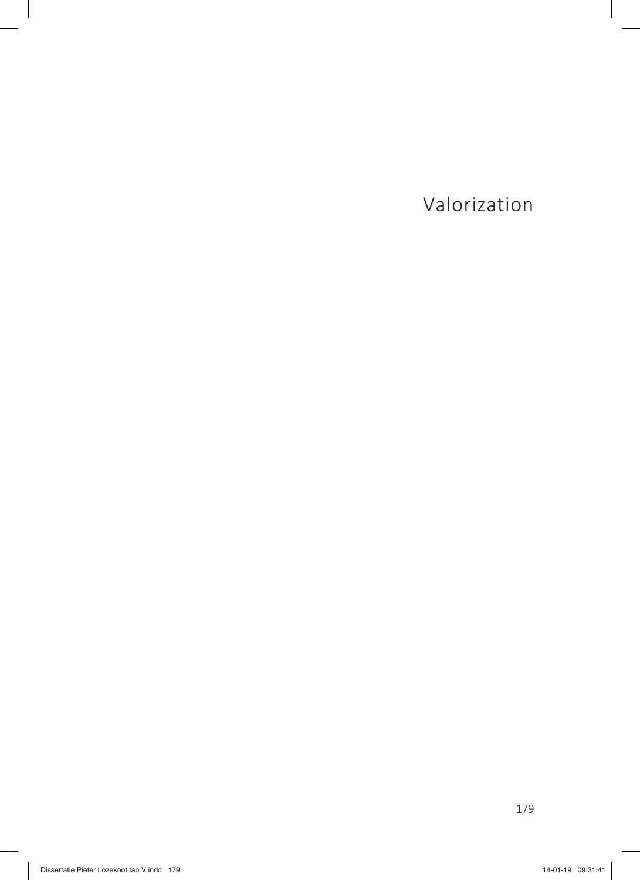# Valorization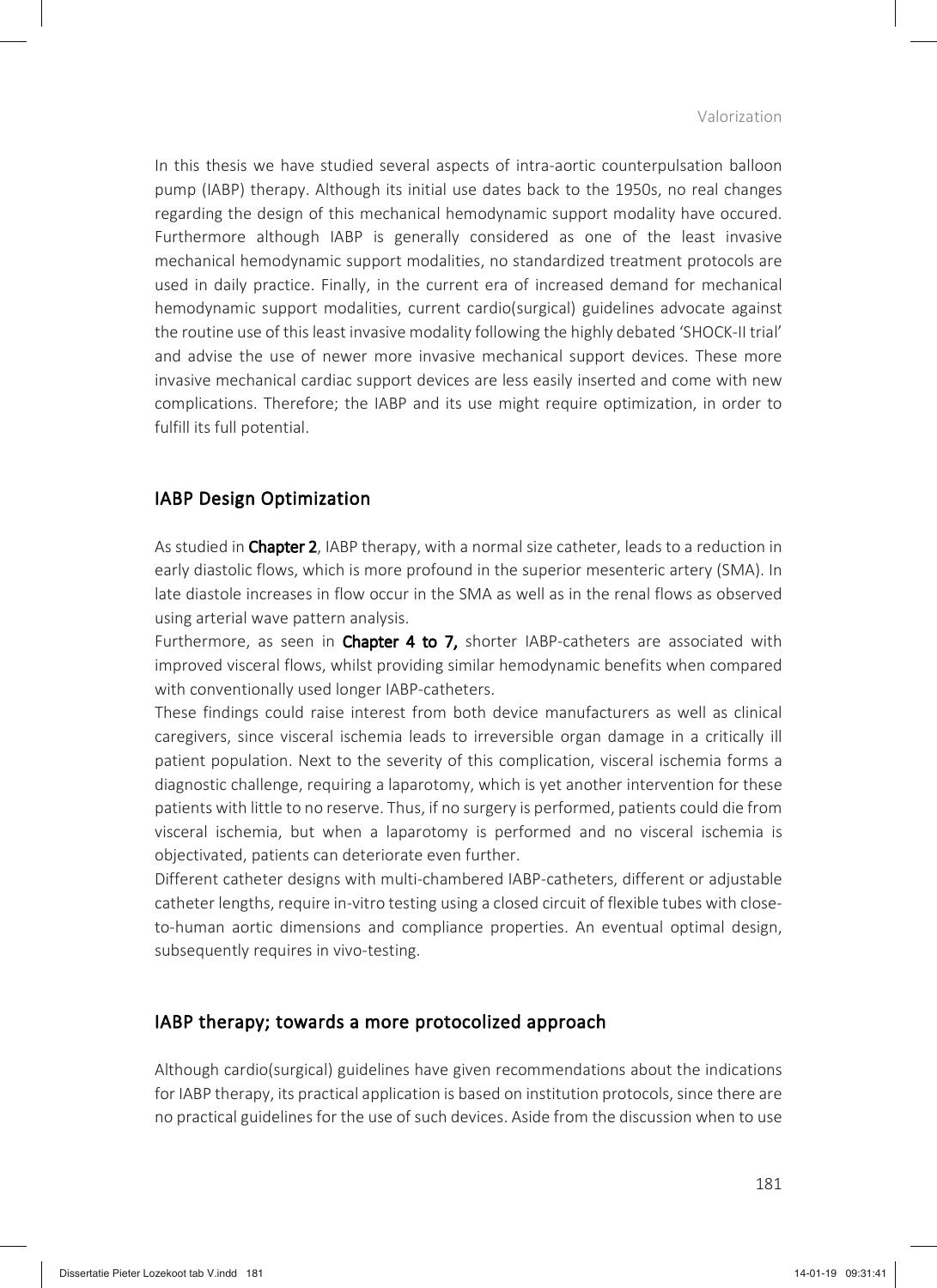In this thesis we have studied several aspects of intra-aortic counterpulsation balloon pump (IABP) therapy. Although its initial use dates back to the 1950s, no real changes regarding the design of this mechanical hemodynamic support modality have occured. Furthermore although IABP is generally considered as one of the least invasive mechanical hemodynamic support modalities, no standardized treatment protocols are used in daily practice. Finally, in the current era of increased demand for mechanical hemodynamic support modalities, current cardio(surgical) guidelines advocate against the routine use of this least invasive modality following the highly debated 'SHOCK-II trial' and advise the use of newer more invasive mechanical support devices. These more invasive mechanical cardiac support devices are less easily inserted and come with new complications. Therefore; the IABP and its use might require optimization, in order to fulfill its full potential.

## IABP Design Optimization

As studied in **Chapter 2**, IABP therapy, with a normal size catheter, leads to a reduction in early diastolic flows, which is more profound in the superior mesenteric artery (SMA). In late diastole increases in flow occur in the SMA as well as in the renal flows as observed using arterial wave pattern analysis.

Furthermore, as seen in **Chapter 4 to 7,** shorter IABP-catheters are associated with improved visceral flows, whilst providing similar hemodynamic benefits when compared with conventionally used longer IABP-catheters.

These findings could raise interest from both device manufacturers as well as clinical caregivers, since visceral ischemia leads to irreversible organ damage in a critically ill patient population. Next to the severity of this complication, visceral ischemia forms a diagnostic challenge, requiring a laparotomy, which is yet another intervention for these patients with little to no reserve. Thus, if no surgery is performed, patients could die from visceral ischemia, but when a laparotomy is performed and no visceral ischemia is objectivated, patients can deteriorate even further.

Different catheter designs with multi-chambered IABP-catheters, different or adjustable catheter lengths, require in-vitro testing using a closed circuit of flexible tubes with close-to-human aortic dimensions and compliance properties. An eventual optimal design, subsequently requires in vivo-testing.

## IABP therapy; towards a more protocolized approach

Although cardio(surgical) guidelines have given recommendations about the indications for IABP therapy, its practical application is based on institution protocols, since there are no practical guidelines for the use of such devices. Aside from the discussion when to use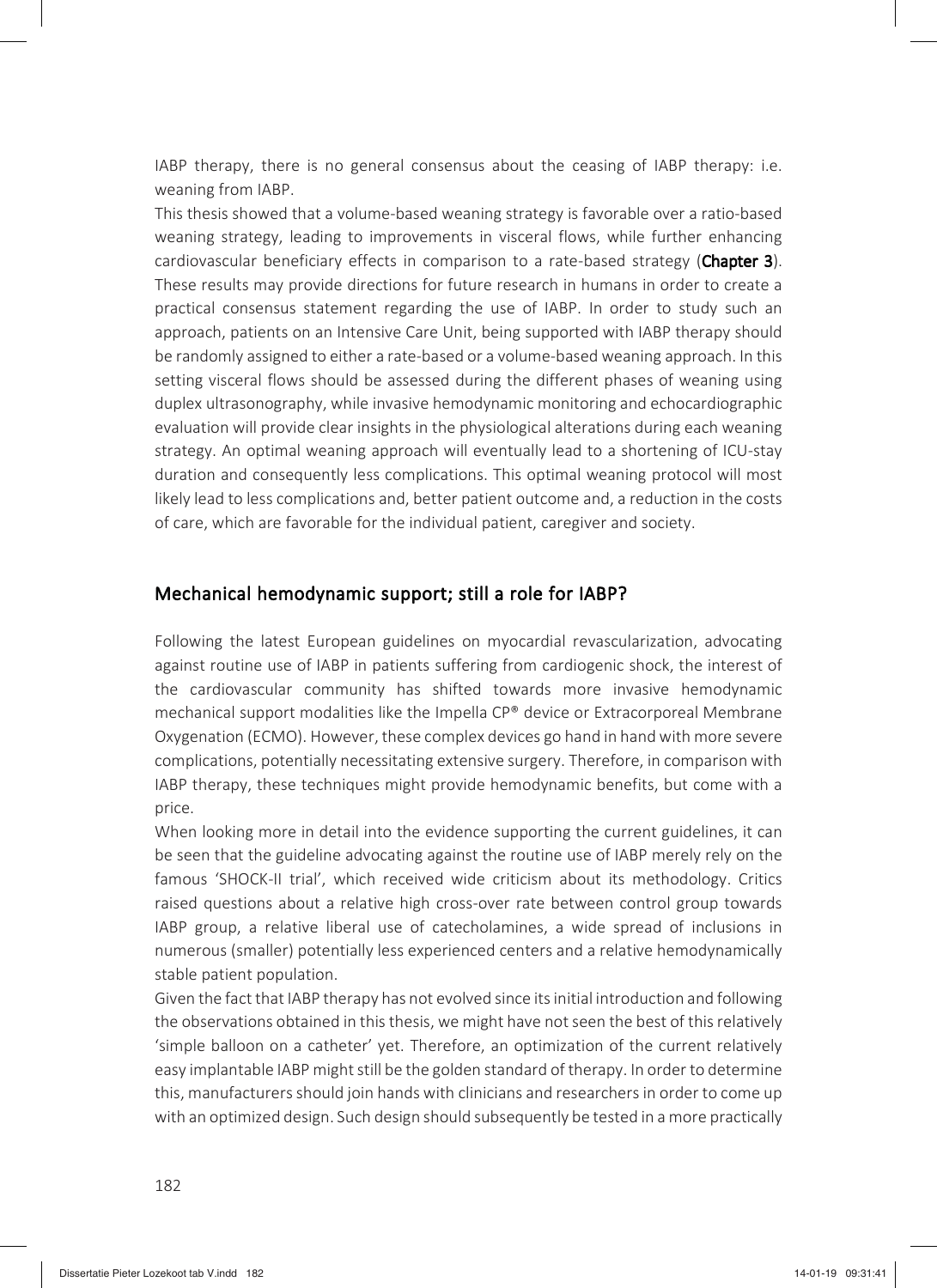IABP therapy, there is no general consensus about the ceasing of IABP therapy: i.e. weaning from IABP.

This thesis showed that a volume-based weaning strategy is favorable over a ratio-based weaning strategy, leading to improvements in visceral flows, while further enhancing cardiovascular beneficiary effects in comparison to a rate-based strategy (**Chapter 3**). These results may provide directions for future research in humans in order to create a practical consensus statement regarding the use of IABP. In order to study such an approach, patients on an Intensive Care Unit, being supported with IABP therapy should be randomly assigned to either a rate-based or a volume-based weaning approach. In this setting visceral flows should be assessed during the different phases of weaning using duplex ultrasonography, while invasive hemodynamic monitoring and echocardiographic evaluation will provide clear insights in the physiological alterations during each weaning strategy. An optimal weaning approach will eventually lead to a shortening of ICU-stay duration and consequently less complications. This optimal weaning protocol will most likely lead to less complications and, better patient outcome and, a reduction in the costs of care, which are favorable for the individual patient, caregiver and society.

## Mechanical hemodynamic support; still a role for IABP?

Following the latest European guidelines on myocardial revascularization, advocating against routine use of IABP in patients suffering from cardiogenic shock, the interest of the cardiovascular community has shifted towards more invasive hemodynamic mechanical support modalities like the Impella CP® device or Extracorporeal Membrane Oxygenation (ECMO). However, these complex devices go hand in hand with more severe complications, potentially necessitating extensive surgery. Therefore, in comparison with IABP therapy, these techniques might provide hemodynamic benefits, but come with a price.

When looking more in detail into the evidence supporting the current guidelines, it can be seen that the guideline advocating against the routine use of IABP merely rely on the famous 'SHOCK-II trial', which received wide criticism about its methodology. Critics raised questions about a relative high cross-over rate between control group towards IABP group, a relative liberal use of catecholamines, a wide spread of inclusions in numerous (smaller) potentially less experienced centers and a relative hemodynamically stable patient population.

Given the fact that IABP therapy has not evolved since its initial introduction and following the observations obtained in this thesis, we might have not seen the best of this relatively 'simple balloon on a catheter' yet. Therefore, an optimization of the current relatively easy implantable IABP might still be the golden standard of therapy. In order to determine this, manufacturers should join hands with clinicians and researchers in order to come up with an optimized design. Such design should subsequently be tested in a more practically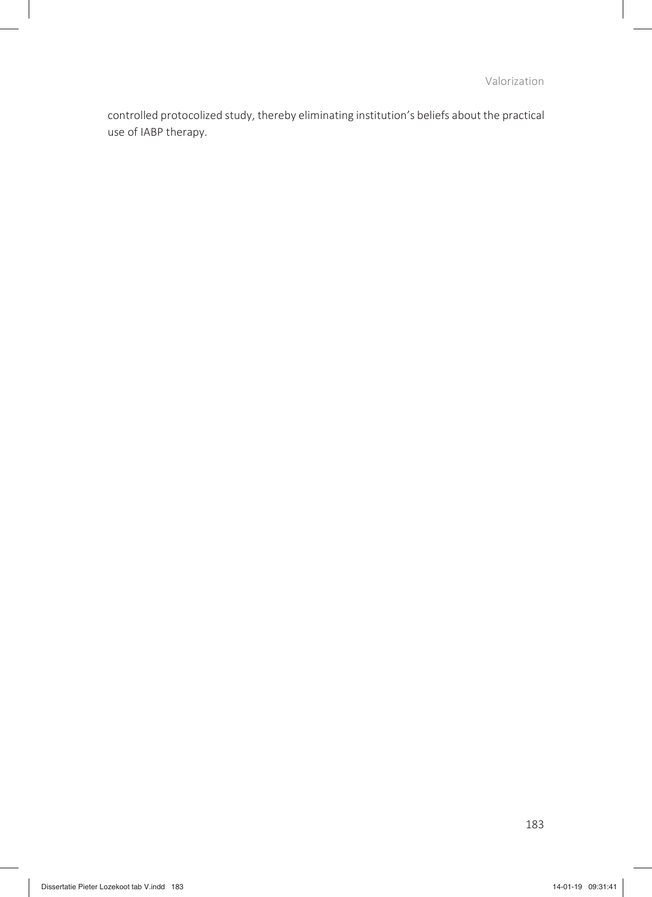controlled protocolized study, thereby eliminating institution's beliefs about the practical use of IABP therapy.